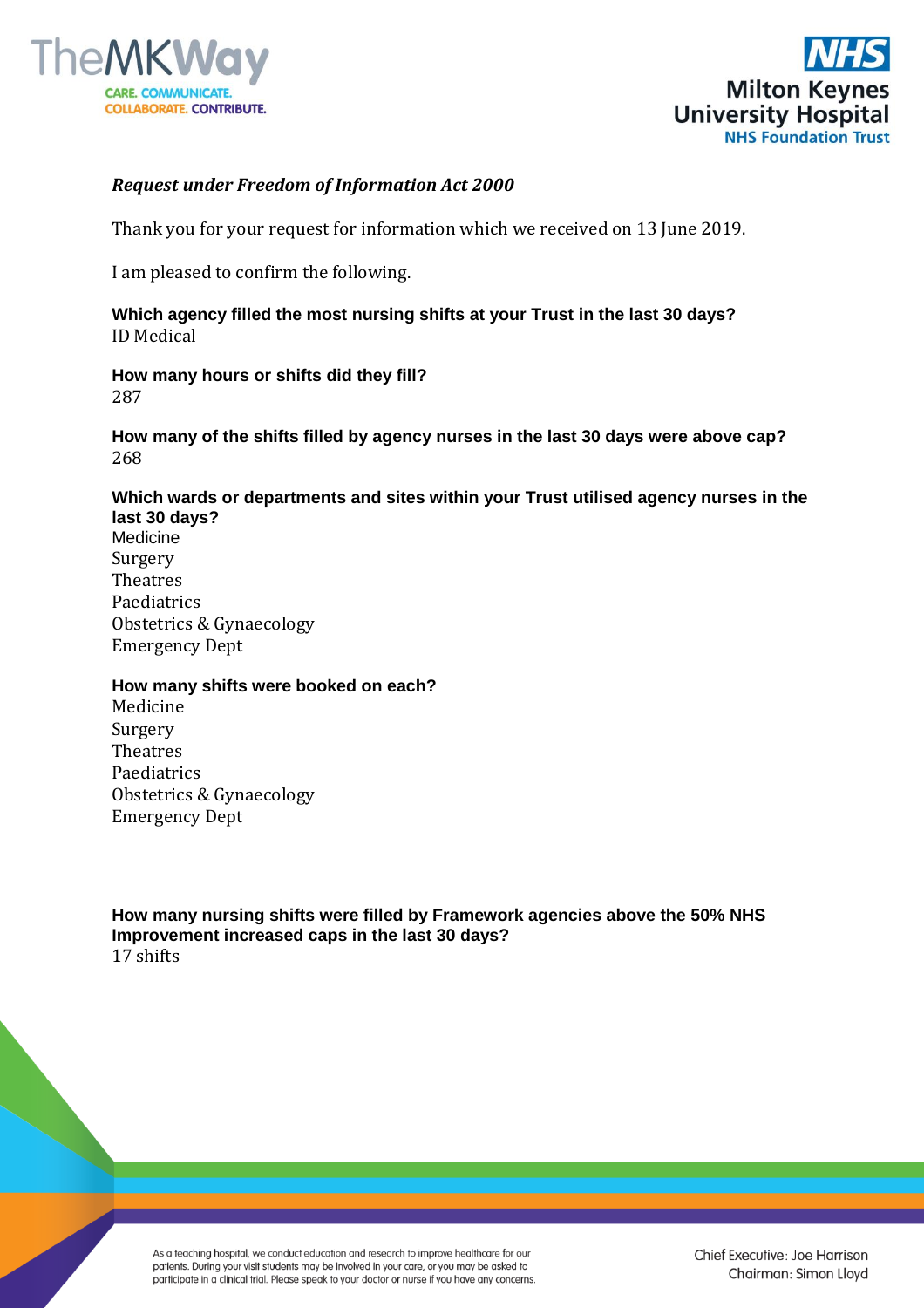TheMKWay

CARE. COMMUNICATE. COLLABORATE. CONTRIBUTE.

NHS Milton Keynes University Hospital NHS Foundation Trust

***Request under Freedom of Information Act 2000***

Thank you for your request for information which we received on 13 June 2019.

I am pleased to confirm the following.

**Which agency filled the most nursing shifts at your Trust in the last 30 days?**
ID Medical

**How many hours or shifts did they fill?**
287

**How many of the shifts filled by agency nurses in the last 30 days were above cap?**
268

**Which wards or departments and sites within your Trust utilised agency nurses in the last 30 days?**
Medicine
Surgery
Theatres
Paediatrics
Obstetrics & Gynaecology
Emergency Dept

**How many shifts were booked on each?**
Medicine
Surgery
Theatres
Paediatrics
Obstetrics & Gynaecology
Emergency Dept

**How many nursing shifts were filled by Framework agencies above the 50% NHS Improvement increased caps in the last 30 days?**
17 shifts

As a teaching hospital, we conduct education and research to improve healthcare for our patients. During your visit students may be involved in your care, or you may be asked to participate in a clinical trial. Please speak to your doctor or nurse if you have any concerns.

Chief Executive: Joe Harrison
Chairman: Simon Lloyd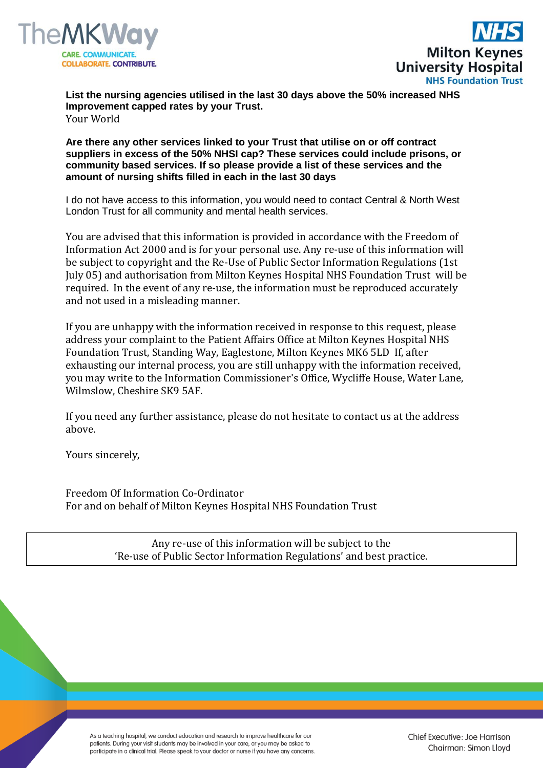**List the nursing agencies utilised in the last 30 days above the 50% increased NHS Improvement capped rates by your Trust.**

Your World

**Are there any other services linked to your Trust that utilise on or off contract suppliers in excess of the 50% NHSI cap? These services could include prisons, or community based services. If so please provide a list of these services and the amount of nursing shifts filled in each in the last 30 days**

I do not have access to this information, you would need to contact Central & North West London Trust for all community and mental health services.

You are advised that this information is provided in accordance with the Freedom of Information Act 2000 and is for your personal use. Any re-use of this information will be subject to copyright and the Re-Use of Public Sector Information Regulations (1st July 05) and authorisation from Milton Keynes Hospital NHS Foundation Trust will be required. In the event of any re-use, the information must be reproduced accurately and not used in a misleading manner.

If you are unhappy with the information received in response to this request, please address your complaint to the Patient Affairs Office at Milton Keynes Hospital NHS Foundation Trust, Standing Way, Eaglestone, Milton Keynes MK6 5LD If, after exhausting our internal process, you are still unhappy with the information received, you may write to the Information Commissioner's Office, Wycliffe House, Water Lane, Wilmslow, Cheshire SK9 5AF.

If you need any further assistance, please do not hesitate to contact us at the address above.

Yours sincerely,

Freedom Of Information Co-Ordinator
For and on behalf of Milton Keynes Hospital NHS Foundation Trust

Any re-use of this information will be subject to the
'Re-use of Public Sector Information Regulations' and best practice.